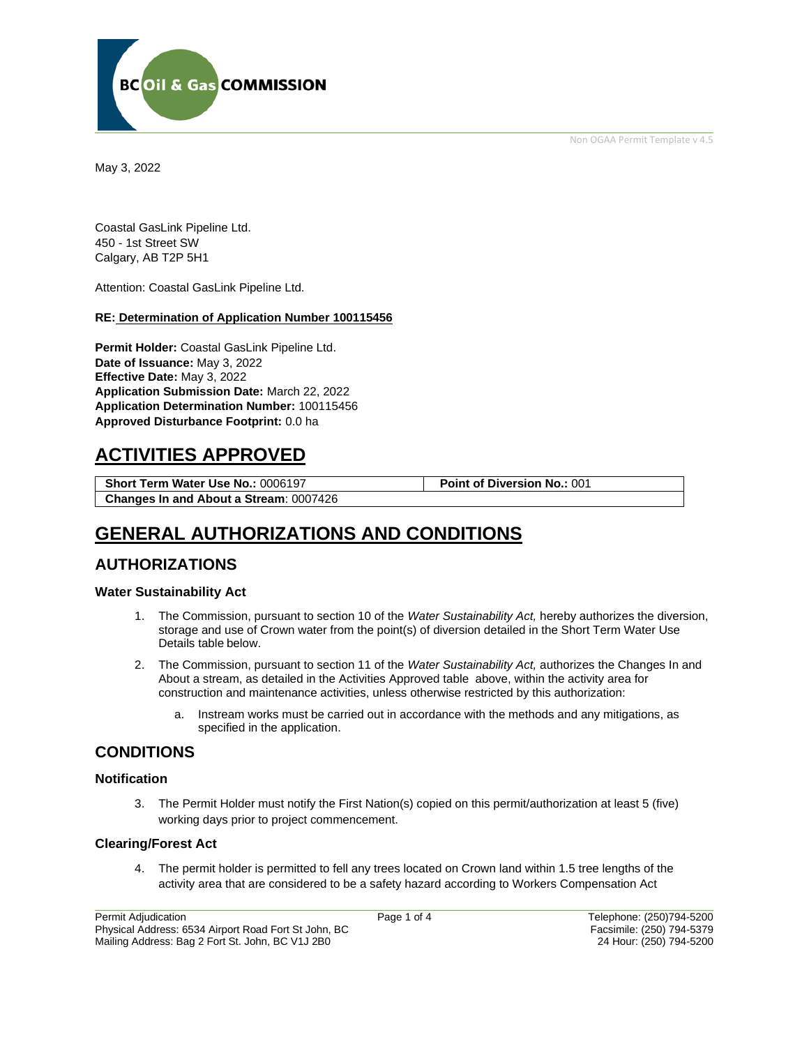BC Oil & Gas COMMISSION

Non OGAA Permit Template v 4.5

May 3, 2022

Coastal GasLink Pipeline Ltd.
450 - 1st Street SW
Calgary, AB T2P 5H1

Attention: Coastal GasLink Pipeline Ltd.

**RE: Determination of Application Number 100115456**

**Permit Holder:** Coastal GasLink Pipeline Ltd.
**Date of Issuance:** May 3, 2022
**Effective Date:** May 3, 2022
**Application Submission Date:** March 22, 2022
**Application Determination Number:** 100115456
**Approved Disturbance Footprint:** 0.0 ha

# ACTIVITIES APPROVED

| **Short Term Water Use No.:** 0006197 | **Point of Diversion No.:** 001 |
|---|---|
| **Changes In and About a Stream**: 0007426 | |

# GENERAL AUTHORIZATIONS AND CONDITIONS

## AUTHORIZATIONS

### Water Sustainability Act

1. The Commission, pursuant to section 10 of the *Water Sustainability Act,* hereby authorizes the diversion, storage and use of Crown water from the point(s) of diversion detailed in the Short Term Water Use Details table below.
2. The Commission, pursuant to section 11 of the *Water Sustainability Act,* authorizes the Changes In and About a stream, as detailed in the Activities Approved table above, within the activity area for construction and maintenance activities, unless otherwise restricted by this authorization:
   a. Instream works must be carried out in accordance with the methods and any mitigations, as specified in the application.

## CONDITIONS

### Notification

3. The Permit Holder must notify the First Nation(s) copied on this permit/authorization at least 5 (five) working days prior to project commencement.

### Clearing/Forest Act

4. The permit holder is permitted to fell any trees located on Crown land within 1.5 tree lengths of the activity area that are considered to be a safety hazard according to Workers Compensation Act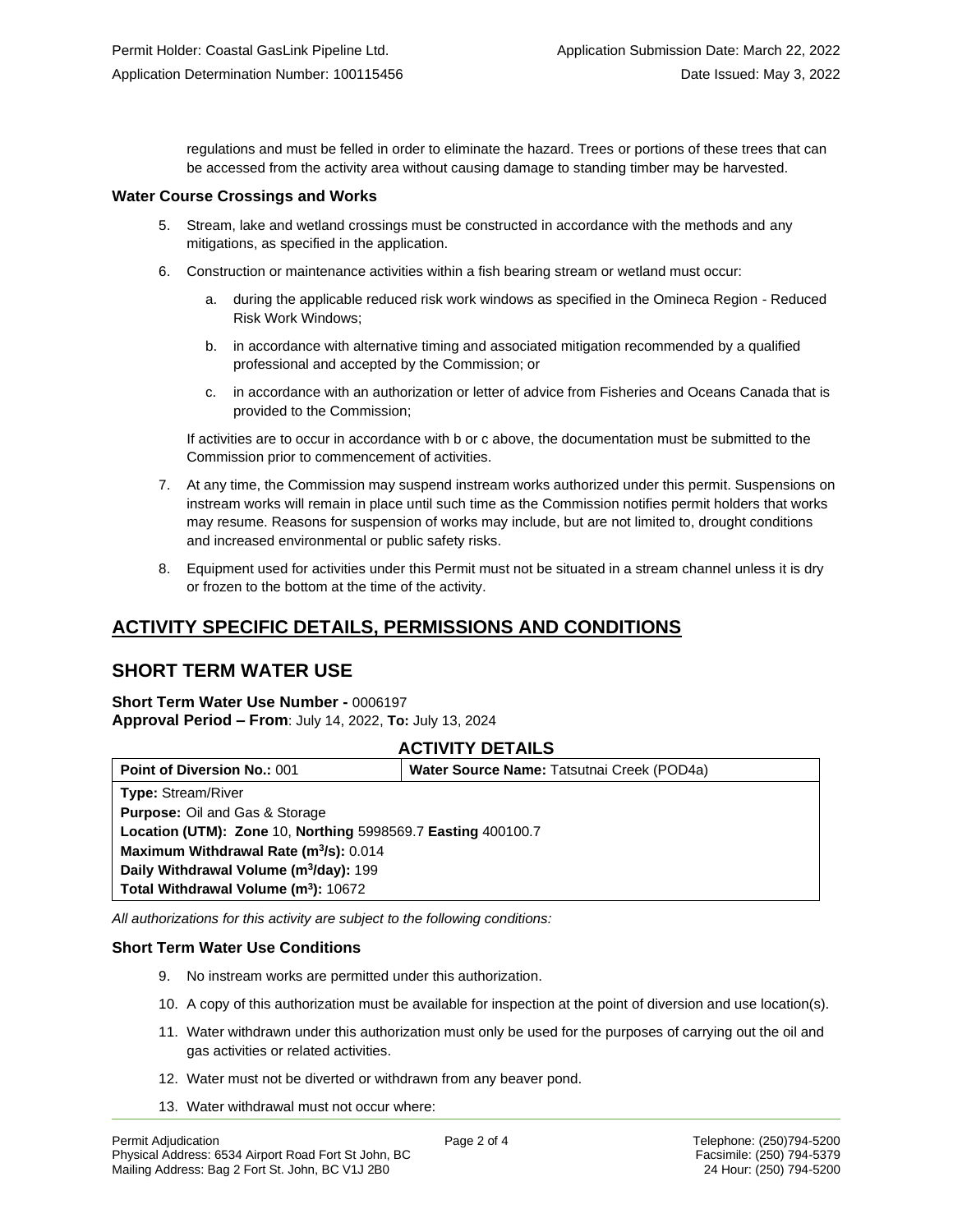regulations and must be felled in order to eliminate the hazard. Trees or portions of these trees that can be accessed from the activity area without causing damage to standing timber may be harvested.

### Water Course Crossings and Works

5. Stream, lake and wetland crossings must be constructed in accordance with the methods and any mitigations, as specified in the application.
6. Construction or maintenance activities within a fish bearing stream or wetland must occur:
   a. during the applicable reduced risk work windows as specified in the Omineca Region - Reduced Risk Work Windows;
   b. in accordance with alternative timing and associated mitigation recommended by a qualified professional and accepted by the Commission; or
   c. in accordance with an authorization or letter of advice from Fisheries and Oceans Canada that is provided to the Commission;

   If activities are to occur in accordance with b or c above, the documentation must be submitted to the Commission prior to commencement of activities.
7. At any time, the Commission may suspend instream works authorized under this permit. Suspensions on instream works will remain in place until such time as the Commission notifies permit holders that works may resume. Reasons for suspension of works may include, but are not limited to, drought conditions and increased environmental or public safety risks.
8. Equipment used for activities under this Permit must not be situated in a stream channel unless it is dry or frozen to the bottom at the time of the activity.

## ACTIVITY SPECIFIC DETAILS, PERMISSIONS AND CONDITIONS

## SHORT TERM WATER USE

**Short Term Water Use Number -** 0006197
**Approval Period – From**: July 14, 2022, **To:** July 13, 2024

### ACTIVITY DETAILS

| **Point of Diversion No.:** 001 | **Water Source Name:** Tatsutnai Creek (POD4a) |
|---|---|
| **Type:** Stream/River | |
| **Purpose:** Oil and Gas & Storage | |
| **Location (UTM): Zone** 10, **Northing** 5998569.7 **Easting** 400100.7 | |
| **Maximum Withdrawal Rate ($m^3$/s):** 0.014 | |
| **Daily Withdrawal Volume ($m^3$/day):** 199 | |
| **Total Withdrawal Volume ($m^3$):** 10672 | |

*All authorizations for this activity are subject to the following conditions:*

### Short Term Water Use Conditions

9. No instream works are permitted under this authorization.
10. A copy of this authorization must be available for inspection at the point of diversion and use location(s).
11. Water withdrawn under this authorization must only be used for the purposes of carrying out the oil and gas activities or related activities.
12. Water must not be diverted or withdrawn from any beaver pond.
13. Water withdrawal must not occur where: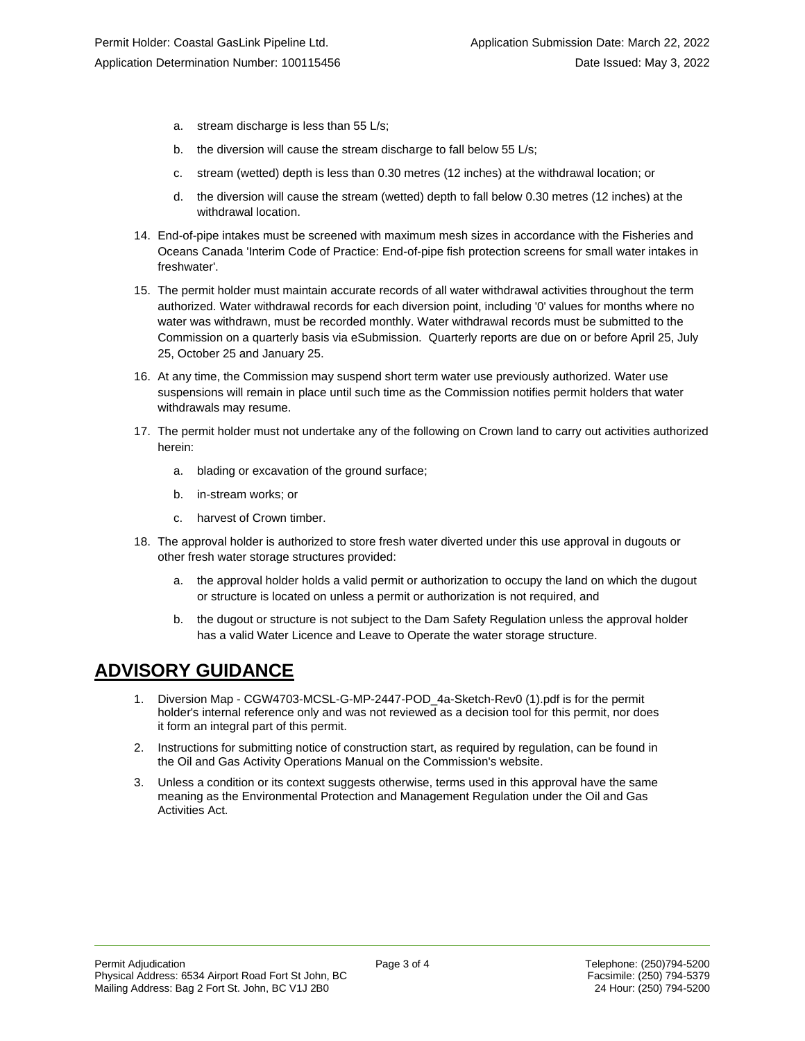a. stream discharge is less than 55 L/s;

b. the diversion will cause the stream discharge to fall below 55 L/s;

c. stream (wetted) depth is less than 0.30 metres (12 inches) at the withdrawal location; or

d. the diversion will cause the stream (wetted) depth to fall below 0.30 metres (12 inches) at the withdrawal location.

14. End-of-pipe intakes must be screened with maximum mesh sizes in accordance with the Fisheries and Oceans Canada 'Interim Code of Practice: End-of-pipe fish protection screens for small water intakes in freshwater'.

15. The permit holder must maintain accurate records of all water withdrawal activities throughout the term authorized. Water withdrawal records for each diversion point, including '0' values for months where no water was withdrawn, must be recorded monthly. Water withdrawal records must be submitted to the Commission on a quarterly basis via eSubmission. Quarterly reports are due on or before April 25, July 25, October 25 and January 25.

16. At any time, the Commission may suspend short term water use previously authorized. Water use suspensions will remain in place until such time as the Commission notifies permit holders that water withdrawals may resume.

17. The permit holder must not undertake any of the following on Crown land to carry out activities authorized herein:

    a. blading or excavation of the ground surface;

    b. in-stream works; or

    c. harvest of Crown timber.

18. The approval holder is authorized to store fresh water diverted under this use approval in dugouts or other fresh water storage structures provided:

    a. the approval holder holds a valid permit or authorization to occupy the land on which the dugout or structure is located on unless a permit or authorization is not required, and

    b. the dugout or structure is not subject to the Dam Safety Regulation unless the approval holder has a valid Water Licence and Leave to Operate the water storage structure.

## ADVISORY GUIDANCE

1. Diversion Map - CGW4703-MCSL-G-MP-2447-POD_4a-Sketch-Rev0 (1).pdf is for the permit holder's internal reference only and was not reviewed as a decision tool for this permit, nor does it form an integral part of this permit.

2. Instructions for submitting notice of construction start, as required by regulation, can be found in the Oil and Gas Activity Operations Manual on the Commission's website.

3. Unless a condition or its context suggests otherwise, terms used in this approval have the same meaning as the Environmental Protection and Management Regulation under the Oil and Gas Activities Act.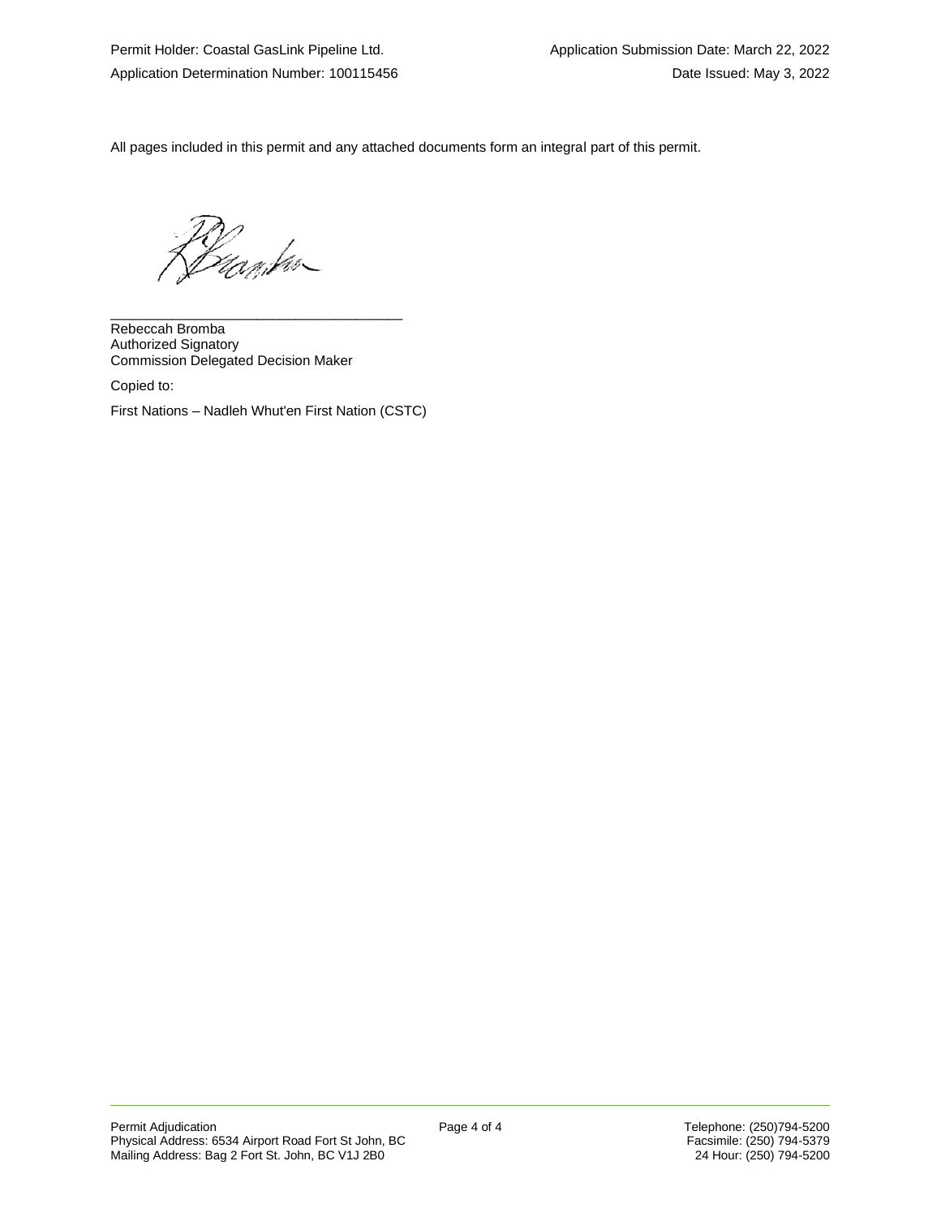All pages included in this permit and any attached documents form an integral part of this permit.

\_\_\_\_\_\_\_\_\_\_\_\_\_\_\_\_\_\_\_\_\_\_\_\_\_\_\_\_\_\_\_\_\_\_\_\_\_\_\_

Rebeccah Bromba
Authorized Signatory
Commission Delegated Decision Maker

Copied to:

First Nations – Nadleh Whut'en First Nation (CSTC)